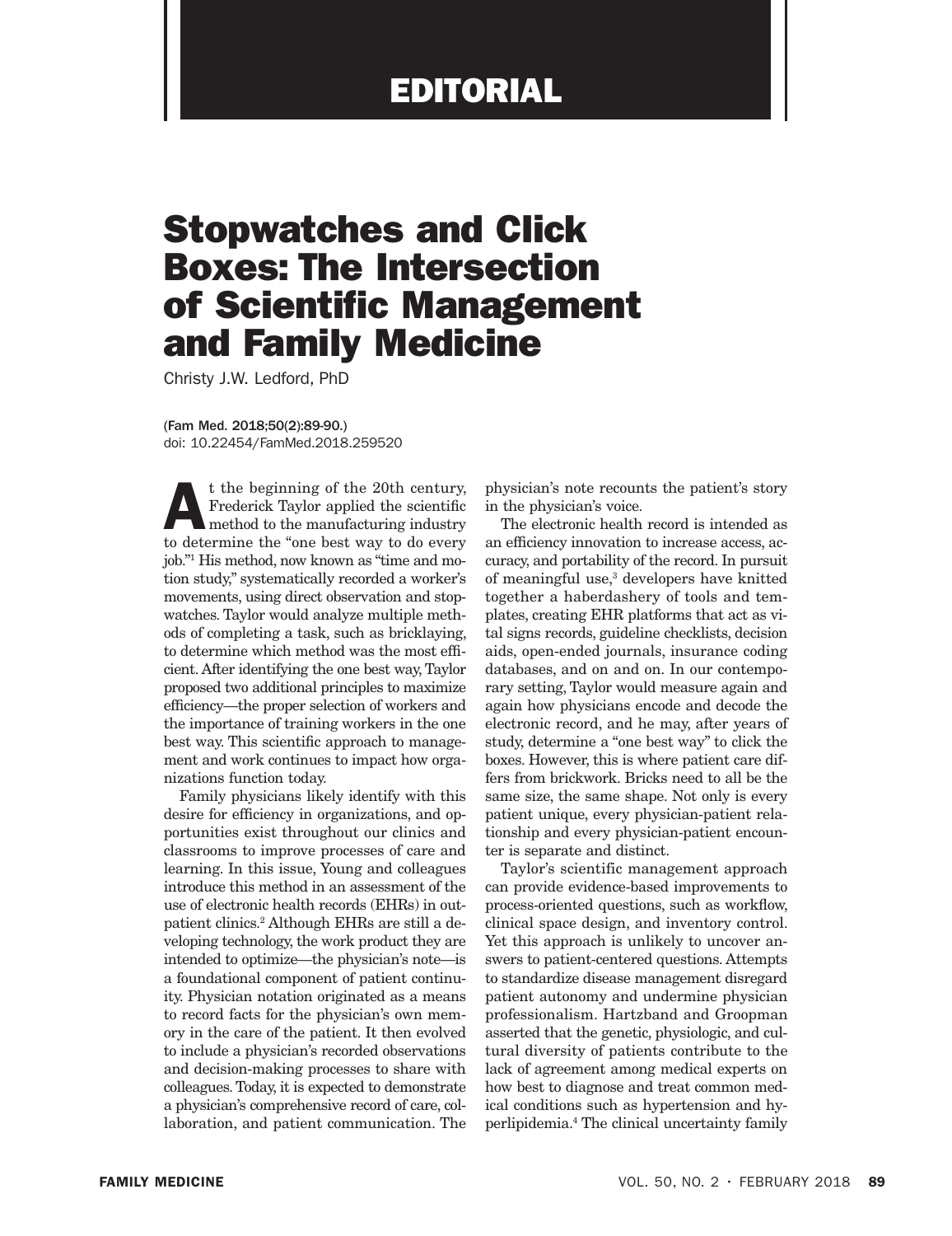EDITORIAL

# Stopwatches and Click Boxes: The Intersection of Scientific Management and Family Medicine

Christy J.W. Ledford, PhD

(Fam Med. 2018;50(2):89-90.)
doi: 10.22454/FamMed.2018.259520

At the beginning of the 20th century, Frederick Taylor applied the scientific method to the manufacturing industry to determine the "one best way to do every job."[1] His method, now known as "time and motion study," systematically recorded a worker's movements, using direct observation and stopwatches. Taylor would analyze multiple methods of completing a task, such as bricklaying, to determine which method was the most efficient. After identifying the one best way, Taylor proposed two additional principles to maximize efficiency—the proper selection of workers and the importance of training workers in the one best way. This scientific approach to management and work continues to impact how organizations function today.

Family physicians likely identify with this desire for efficiency in organizations, and opportunities exist throughout our clinics and classrooms to improve processes of care and learning. In this issue, Young and colleagues introduce this method in an assessment of the use of electronic health records (EHRs) in outpatient clinics.[2] Although EHRs are still a developing technology, the work product they are intended to optimize—the physician's note—is a foundational component of patient continuity. Physician notation originated as a means to record facts for the physician's own memory in the care of the patient. It then evolved to include a physician's recorded observations and decision-making processes to share with colleagues. Today, it is expected to demonstrate a physician's comprehensive record of care, collaboration, and patient communication. The physician's note recounts the patient's story in the physician's voice.

The electronic health record is intended as an efficiency innovation to increase access, accuracy, and portability of the record. In pursuit of meaningful use,[3] developers have knitted together a haberdashery of tools and templates, creating EHR platforms that act as vital signs records, guideline checklists, decision aids, open-ended journals, insurance coding databases, and on and on. In our contemporary setting, Taylor would measure again and again how physicians encode and decode the electronic record, and he may, after years of study, determine a "one best way" to click the boxes. However, this is where patient care differs from brickwork. Bricks need to all be the same size, the same shape. Not only is every patient unique, every physician-patient relationship and every physician-patient encounter is separate and distinct.

Taylor's scientific management approach can provide evidence-based improvements to process-oriented questions, such as workflow, clinical space design, and inventory control. Yet this approach is unlikely to uncover answers to patient-centered questions. Attempts to standardize disease management disregard patient autonomy and undermine physician professionalism. Hartzband and Groopman asserted that the genetic, physiologic, and cultural diversity of patients contribute to the lack of agreement among medical experts on how best to diagnose and treat common medical conditions such as hypertension and hyperlipidemia.[4] The clinical uncertainty family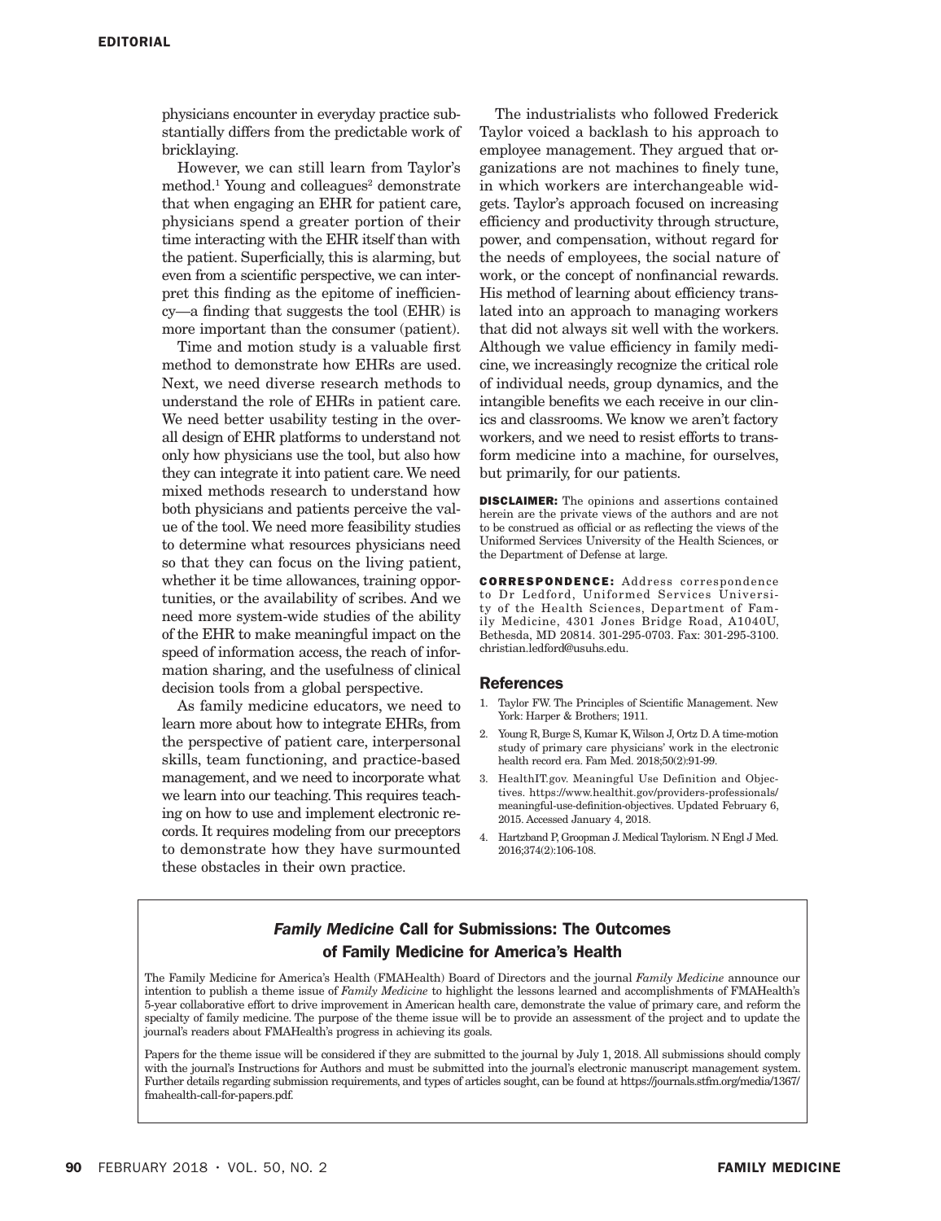physicians encounter in everyday practice substantially differs from the predictable work of bricklaying.

However, we can still learn from Taylor's method.[1] Young and colleagues[2] demonstrate that when engaging an EHR for patient care, physicians spend a greater portion of their time interacting with the EHR itself than with the patient. Superficially, this is alarming, but even from a scientific perspective, we can interpret this finding as the epitome of inefficiency—a finding that suggests the tool (EHR) is more important than the consumer (patient).

Time and motion study is a valuable first method to demonstrate how EHRs are used. Next, we need diverse research methods to understand the role of EHRs in patient care. We need better usability testing in the overall design of EHR platforms to understand not only how physicians use the tool, but also how they can integrate it into patient care. We need mixed methods research to understand how both physicians and patients perceive the value of the tool. We need more feasibility studies to determine what resources physicians need so that they can focus on the living patient, whether it be time allowances, training opportunities, or the availability of scribes. And we need more system-wide studies of the ability of the EHR to make meaningful impact on the speed of information access, the reach of information sharing, and the usefulness of clinical decision tools from a global perspective.

As family medicine educators, we need to learn more about how to integrate EHRs, from the perspective of patient care, interpersonal skills, team functioning, and practice-based management, and we need to incorporate what we learn into our teaching. This requires teaching on how to use and implement electronic records. It requires modeling from our preceptors to demonstrate how they have surmounted these obstacles in their own practice.

The industrialists who followed Frederick Taylor voiced a backlash to his approach to employee management. They argued that organizations are not machines to finely tune, in which workers are interchangeable widgets. Taylor's approach focused on increasing efficiency and productivity through structure, power, and compensation, without regard for the needs of employees, the social nature of work, or the concept of nonfinancial rewards. His method of learning about efficiency translated into an approach to managing workers that did not always sit well with the workers. Although we value efficiency in family medicine, we increasingly recognize the critical role of individual needs, group dynamics, and the intangible benefits we each receive in our clinics and classrooms. We know we aren't factory workers, and we need to resist efforts to transform medicine into a machine, for ourselves, but primarily, for our patients.

**DISCLAIMER:** The opinions and assertions contained herein are the private views of the authors and are not to be construed as official or as reflecting the views of the Uniformed Services University of the Health Sciences, or the Department of Defense at large.

**CORRESPONDENCE:** Address correspondence to Dr Ledford, Uniformed Services University of the Health Sciences, Department of Family Medicine, 4301 Jones Bridge Road, A1040U, Bethesda, MD 20814. 301-295-0703. Fax: 301-295-3100. christian.ledford@usuhs.edu.

## References

1. Taylor FW. The Principles of Scientific Management. New York: Harper & Brothers; 1911.
2. Young R, Burge S, Kumar K, Wilson J, Ortz D. A time-motion study of primary care physicians' work in the electronic health record era. Fam Med. 2018;50(2):91-99.
3. HealthIT.gov. Meaningful Use Definition and Objectives. https://www.healthit.gov/providers-professionals/meaningful-use-definition-objectives. Updated February 6, 2015. Accessed January 4, 2018.
4. Hartzband P, Groopman J. Medical Taylorism. N Engl J Med. 2016;374(2):106-108.

## *Family Medicine* Call for Submissions: The Outcomes of Family Medicine for America's Health

The Family Medicine for America's Health (FMAHealth) Board of Directors and the journal *Family Medicine* announce our intention to publish a theme issue of *Family Medicine* to highlight the lessons learned and accomplishments of FMAHealth's 5-year collaborative effort to drive improvement in American health care, demonstrate the value of primary care, and reform the specialty of family medicine. The purpose of the theme issue will be to provide an assessment of the project and to update the journal's readers about FMAHealth's progress in achieving its goals.

Papers for the theme issue will be considered if they are submitted to the journal by July 1, 2018. All submissions should comply with the journal's Instructions for Authors and must be submitted into the journal's electronic manuscript management system. Further details regarding submission requirements, and types of articles sought, can be found at https://journals.stfm.org/media/1367/fmahealth-call-for-papers.pdf.